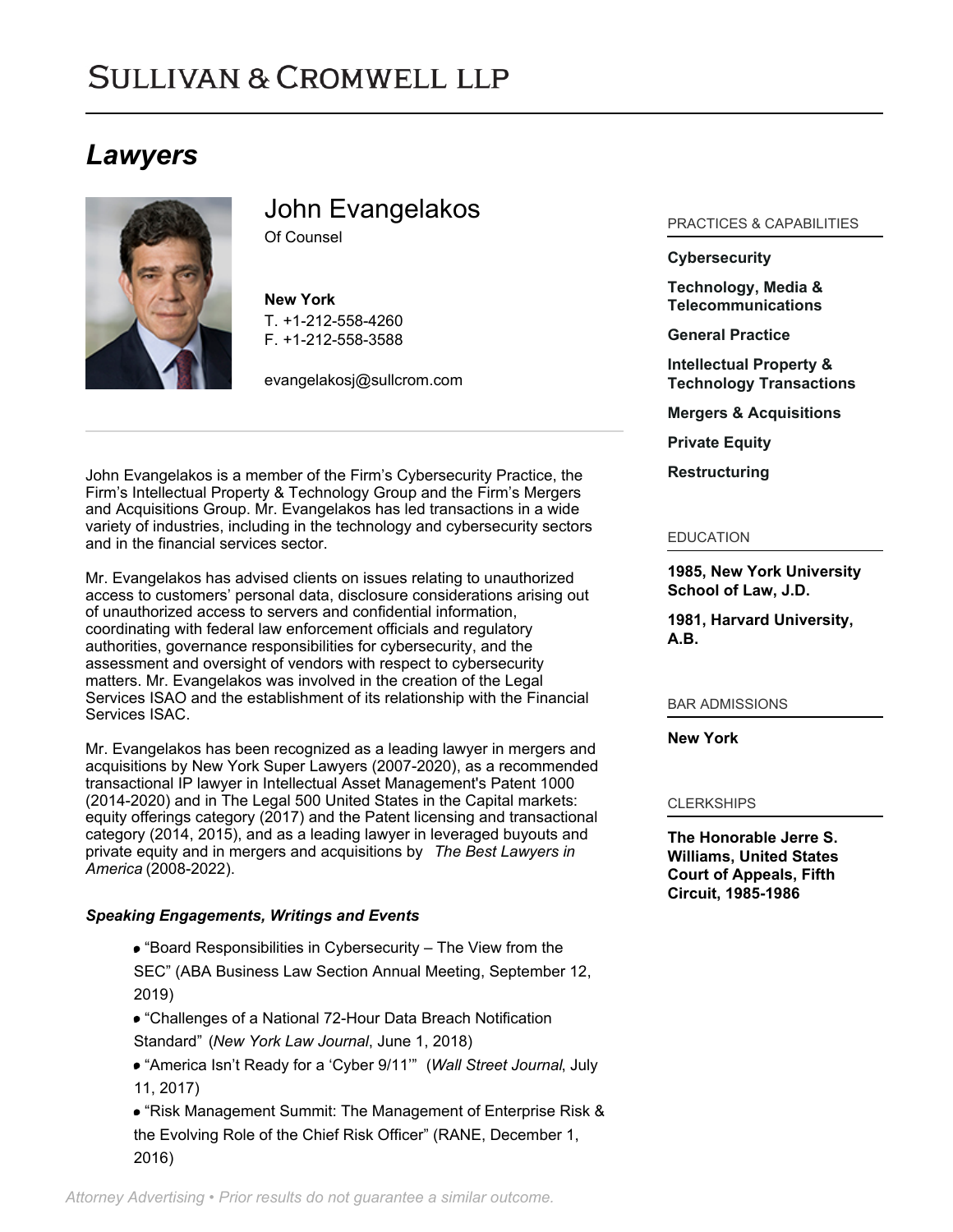# Sullivan & Cromwell LLP

## *Lawyers*

## John Evangelakos

Of Counsel

**New York**
T. +1-212-558-4260
F. +1-212-558-3588

evangelakosj@sullcrom.com

John Evangelakos is a member of the Firm's Cybersecurity Practice, the Firm's Intellectual Property & Technology Group and the Firm's Mergers and Acquisitions Group. Mr. Evangelakos has led transactions in a wide variety of industries, including in the technology and cybersecurity sectors and in the financial services sector.

Mr. Evangelakos has advised clients on issues relating to unauthorized access to customers' personal data, disclosure considerations arising out of unauthorized access to servers and confidential information, coordinating with federal law enforcement officials and regulatory authorities, governance responsibilities for cybersecurity, and the assessment and oversight of vendors with respect to cybersecurity matters. Mr. Evangelakos was involved in the creation of the Legal Services ISAO and the establishment of its relationship with the Financial Services ISAC.

Mr. Evangelakos has been recognized as a leading lawyer in mergers and acquisitions by New York Super Lawyers (2007-2020), as a recommended transactional IP lawyer in Intellectual Asset Management's Patent 1000 (2014-2020) and in The Legal 500 United States in the Capital markets: equity offerings category (2017) and the Patent licensing and transactional category (2014, 2015), and as a leading lawyer in leveraged buyouts and private equity and in mergers and acquisitions by *The Best Lawyers in America* (2008-2022).

### *Speaking Engagements, Writings and Events*

- "Board Responsibilities in Cybersecurity – The View from the SEC" (ABA Business Law Section Annual Meeting, September 12, 2019)
- "Challenges of a National 72-Hour Data Breach Notification Standard" (*New York Law Journal*, June 1, 2018)
- "America Isn't Ready for a 'Cyber 9/11'" (*Wall Street Journal*, July 11, 2017)
- "Risk Management Summit: The Management of Enterprise Risk & the Evolving Role of the Chief Risk Officer" (RANE, December 1, 2016)

### PRACTICES & CAPABILITIES

**Cybersecurity**

**Technology, Media & Telecommunications**

**General Practice**

**Intellectual Property & Technology Transactions**

**Mergers & Acquisitions**

**Private Equity**

**Restructuring**

### EDUCATION

**1985, New York University School of Law, J.D.**

**1981, Harvard University, A.B.**

### BAR ADMISSIONS

**New York**

### CLERKSHIPS

**The Honorable Jerre S. Williams, United States Court of Appeals, Fifth Circuit, 1985-1986**

*Attorney Advertising • Prior results do not guarantee a similar outcome.*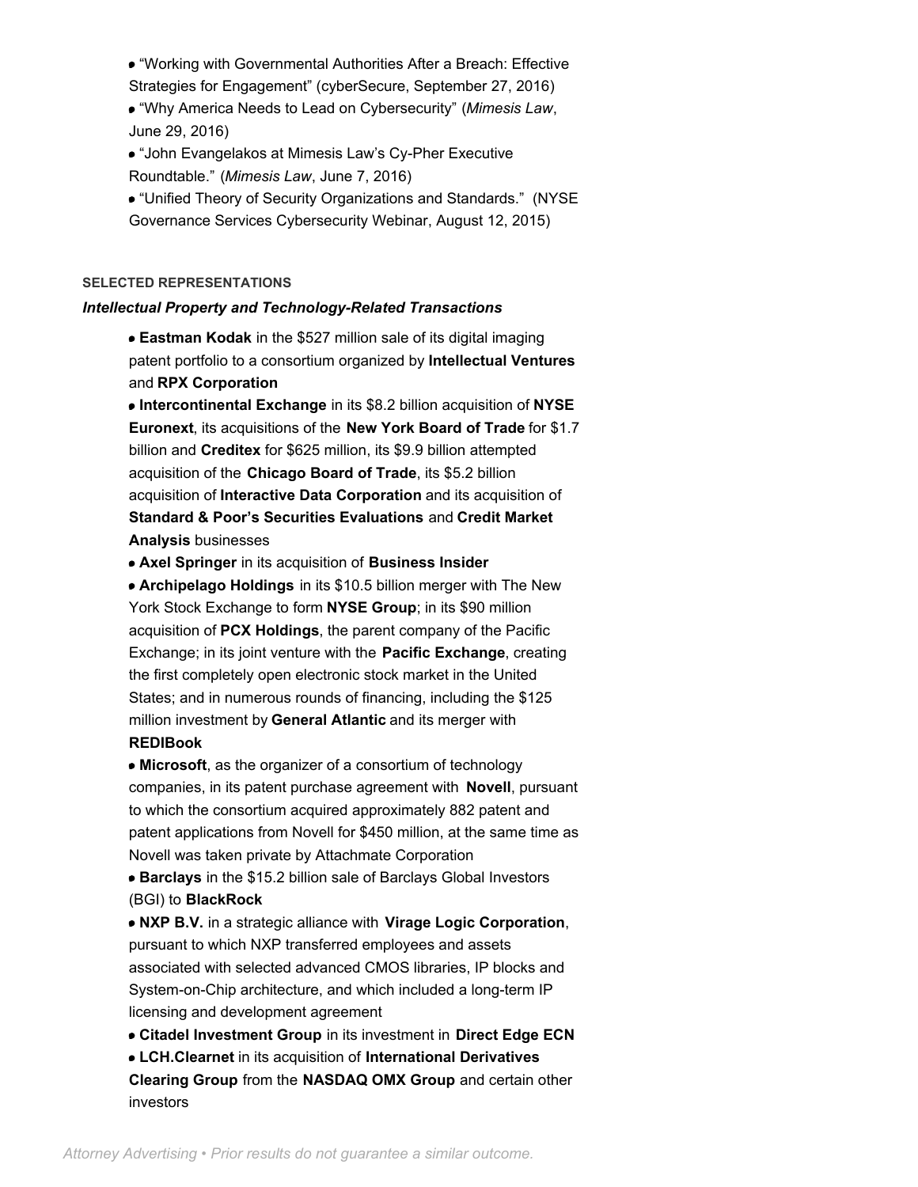- "Working with Governmental Authorities After a Breach: Effective Strategies for Engagement" (cyberSecure, September 27, 2016)
- "Why America Needs to Lead on Cybersecurity" (*Mimesis Law*, June 29, 2016)
- "John Evangelakos at Mimesis Law's Cy-Pher Executive Roundtable." (*Mimesis Law*, June 7, 2016)
- "Unified Theory of Security Organizations and Standards." (NYSE Governance Services Cybersecurity Webinar, August 12, 2015)

**SELECTED REPRESENTATIONS**

***Intellectual Property and Technology-Related Transactions***

- **Eastman Kodak** in the $527 million sale of its digital imaging patent portfolio to a consortium organized by **Intellectual Ventures** and **RPX Corporation**
- **Intercontinental Exchange** in its $8.2 billion acquisition of **NYSE Euronext**, its acquisitions of the **New York Board of Trade** for $1.7 billion and **Creditex** for $625 million, its $9.9 billion attempted acquisition of the **Chicago Board of Trade**, its $5.2 billion acquisition of **Interactive Data Corporation** and its acquisition of **Standard & Poor's Securities Evaluations** and **Credit Market Analysis** businesses
- **Axel Springer** in its acquisition of **Business Insider**
- **Archipelago Holdings** in its $10.5 billion merger with The New York Stock Exchange to form **NYSE Group**; in its $90 million acquisition of **PCX Holdings**, the parent company of the Pacific Exchange; in its joint venture with the **Pacific Exchange**, creating the first completely open electronic stock market in the United States; and in numerous rounds of financing, including the $125 million investment by **General Atlantic** and its merger with **REDIBook**
- **Microsoft**, as the organizer of a consortium of technology companies, in its patent purchase agreement with **Novell**, pursuant to which the consortium acquired approximately 882 patent and patent applications from Novell for $450 million, at the same time as Novell was taken private by Attachmate Corporation
- **Barclays** in the $15.2 billion sale of Barclays Global Investors (BGI) to **BlackRock**
- **NXP B.V.** in a strategic alliance with **Virage Logic Corporation**, pursuant to which NXP transferred employees and assets associated with selected advanced CMOS libraries, IP blocks and System-on-Chip architecture, and which included a long-term IP licensing and development agreement
- **Citadel Investment Group** in its investment in **Direct Edge ECN**
- **LCH.Clearnet** in its acquisition of **International Derivatives Clearing Group** from the **NASDAQ OMX Group** and certain other investors

*Attorney Advertising • Prior results do not guarantee a similar outcome.*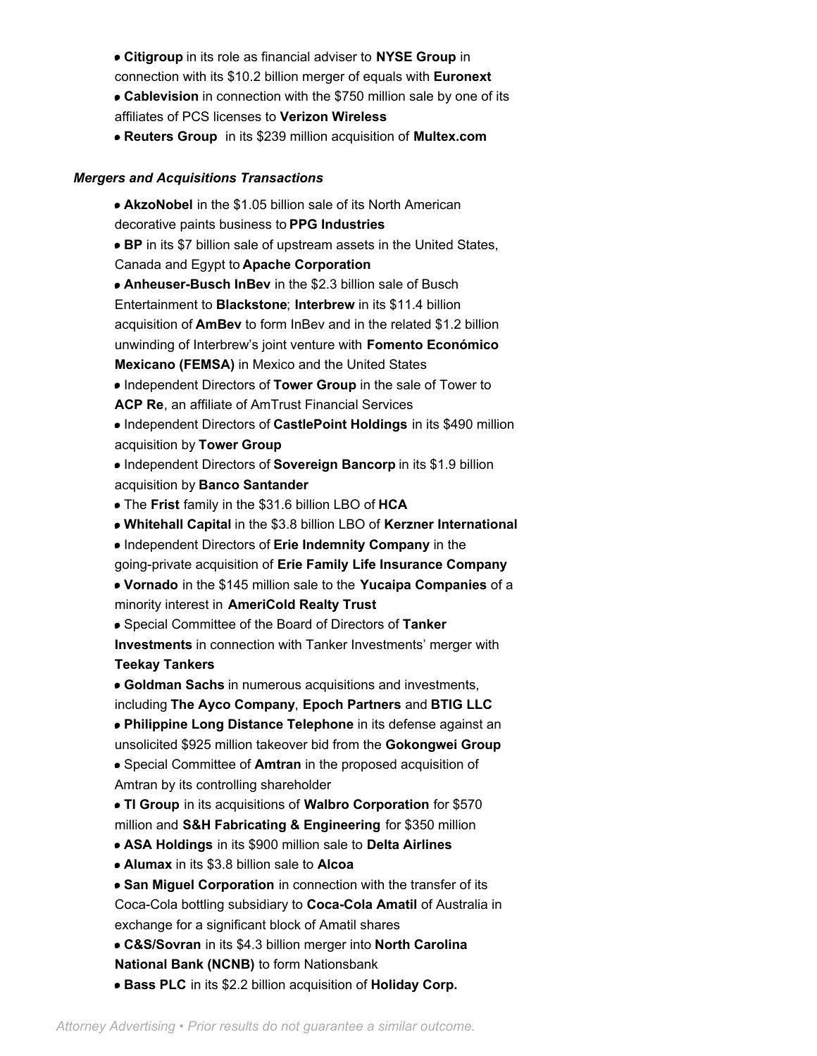- **Citigroup** in its role as financial adviser to **NYSE Group** in connection with its $10.2 billion merger of equals with **Euronext**
- **Cablevision** in connection with the $750 million sale by one of its affiliates of PCS licenses to **Verizon Wireless**
- **Reuters Group** in its $239 million acquisition of **Multex.com**

### *Mergers and Acquisitions Transactions*

- **AkzoNobel** in the $1.05 billion sale of its North American decorative paints business to **PPG Industries**
- **BP** in its $7 billion sale of upstream assets in the United States, Canada and Egypt to **Apache Corporation**
- **Anheuser-Busch InBev** in the $2.3 billion sale of Busch Entertainment to **Blackstone**; **Interbrew** in its $11.4 billion acquisition of **AmBev** to form InBev and in the related $1.2 billion unwinding of Interbrew's joint venture with **Fomento Económico Mexicano (FEMSA)** in Mexico and the United States
- Independent Directors of **Tower Group** in the sale of Tower to **ACP Re**, an affiliate of AmTrust Financial Services
- Independent Directors of **CastlePoint Holdings** in its $490 million acquisition by **Tower Group**
- Independent Directors of **Sovereign Bancorp** in its $1.9 billion acquisition by **Banco Santander**
- The **Frist** family in the $31.6 billion LBO of **HCA**
- **Whitehall Capital** in the $3.8 billion LBO of **Kerzner International**
- Independent Directors of **Erie Indemnity Company** in the going-private acquisition of **Erie Family Life Insurance Company**
- **Vornado** in the $145 million sale to the **Yucaipa Companies** of a minority interest in **AmeriCold Realty Trust**
- Special Committee of the Board of Directors of **Tanker Investments** in connection with Tanker Investments' merger with **Teekay Tankers**
- **Goldman Sachs** in numerous acquisitions and investments, including **The Ayco Company**, **Epoch Partners** and **BTIG LLC**
- **Philippine Long Distance Telephone** in its defense against an unsolicited $925 million takeover bid from the **Gokongwei Group**
- Special Committee of **Amtran** in the proposed acquisition of Amtran by its controlling shareholder
- **TI Group** in its acquisitions of **Walbro Corporation** for $570 million and **S&H Fabricating & Engineering** for $350 million
- **ASA Holdings** in its $900 million sale to **Delta Airlines**
- **Alumax** in its $3.8 billion sale to **Alcoa**
- **San Miguel Corporation** in connection with the transfer of its Coca-Cola bottling subsidiary to **Coca-Cola Amatil** of Australia in exchange for a significant block of Amatil shares
- **C&S/Sovran** in its $4.3 billion merger into **North Carolina National Bank (NCNB)** to form Nationsbank
- **Bass PLC** in its $2.2 billion acquisition of **Holiday Corp.**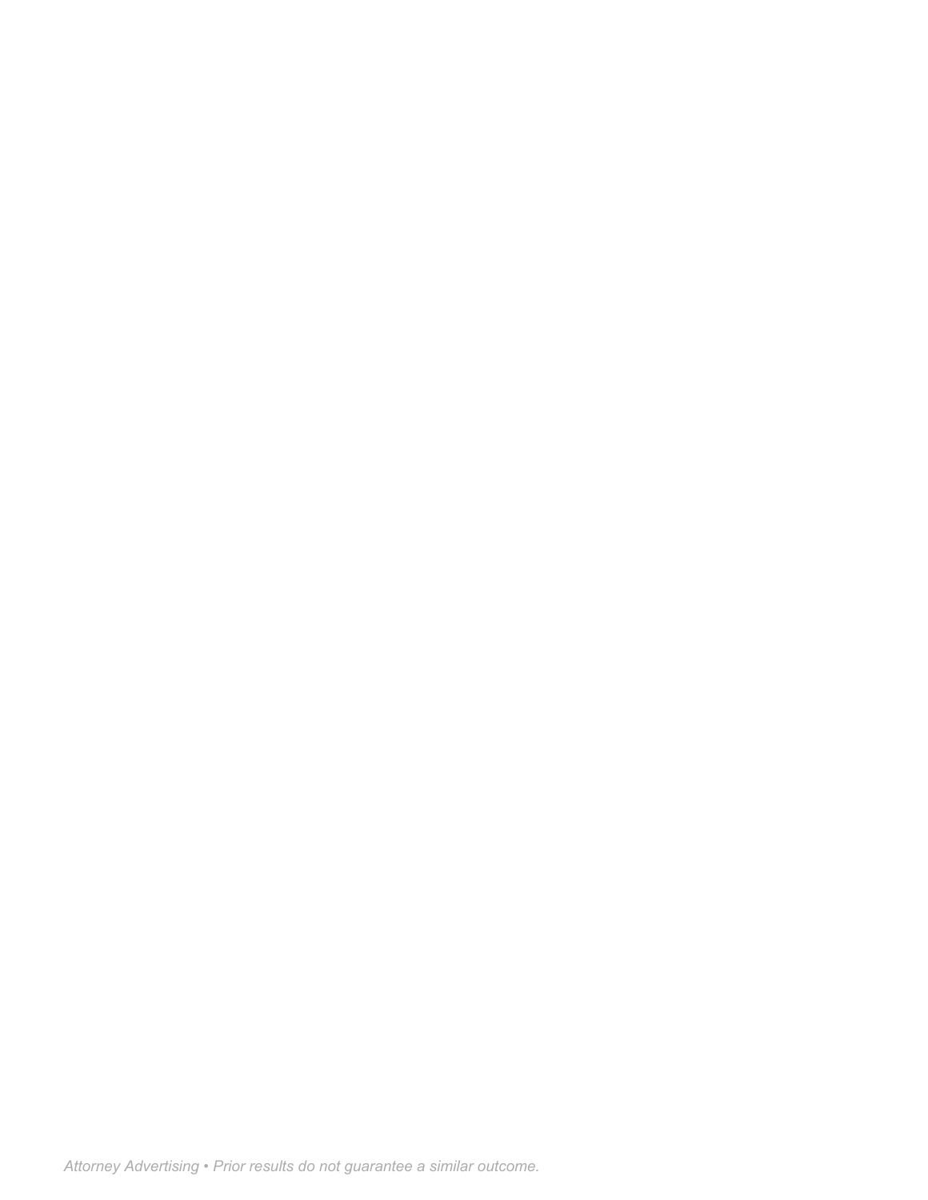*Attorney Advertising • Prior results do not guarantee a similar outcome.*